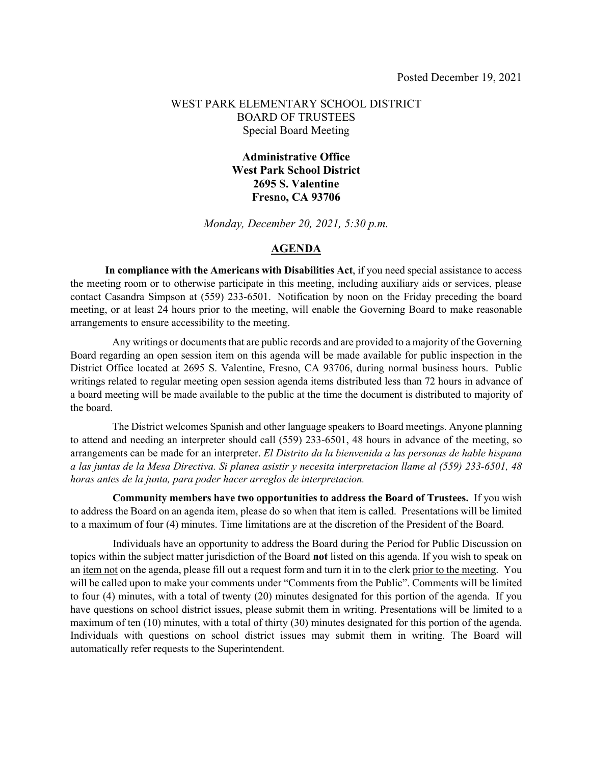Posted December 19, 2021

WEST PARK ELEMENTARY SCHOOL DISTRICT
BOARD OF TRUSTEES
Special Board Meeting

**Administrative Office**
**West Park School District**
**2695 S. Valentine**
**Fresno, CA 93706**

*Monday, December 20, 2021, 5:30 p.m.*

# AGENDA

**In compliance with the Americans with Disabilities Act**, if you need special assistance to access the meeting room or to otherwise participate in this meeting, including auxiliary aids or services, please contact Casandra Simpson at (559) 233-6501. Notification by noon on the Friday preceding the board meeting, or at least 24 hours prior to the meeting, will enable the Governing Board to make reasonable arrangements to ensure accessibility to the meeting.

Any writings or documents that are public records and are provided to a majority of the Governing Board regarding an open session item on this agenda will be made available for public inspection in the District Office located at 2695 S. Valentine, Fresno, CA 93706, during normal business hours. Public writings related to regular meeting open session agenda items distributed less than 72 hours in advance of a board meeting will be made available to the public at the time the document is distributed to majority of the board.

The District welcomes Spanish and other language speakers to Board meetings. Anyone planning to attend and needing an interpreter should call (559) 233-6501, 48 hours in advance of the meeting, so arrangements can be made for an interpreter. *El Distrito da la bienvenida a las personas de hable hispana a las juntas de la Mesa Directiva. Si planea asistir y necesita interpretacion llame al (559) 233-6501, 48 horas antes de la junta, para poder hacer arreglos de interpretacion.*

**Community members have two opportunities to address the Board of Trustees.** If you wish to address the Board on an agenda item, please do so when that item is called. Presentations will be limited to a maximum of four (4) minutes. Time limitations are at the discretion of the President of the Board.

Individuals have an opportunity to address the Board during the Period for Public Discussion on topics within the subject matter jurisdiction of the Board **not** listed on this agenda. If you wish to speak on an item not on the agenda, please fill out a request form and turn it in to the clerk prior to the meeting. You will be called upon to make your comments under "Comments from the Public". Comments will be limited to four (4) minutes, with a total of twenty (20) minutes designated for this portion of the agenda. If you have questions on school district issues, please submit them in writing. Presentations will be limited to a maximum of ten (10) minutes, with a total of thirty (30) minutes designated for this portion of the agenda. Individuals with questions on school district issues may submit them in writing. The Board will automatically refer requests to the Superintendent.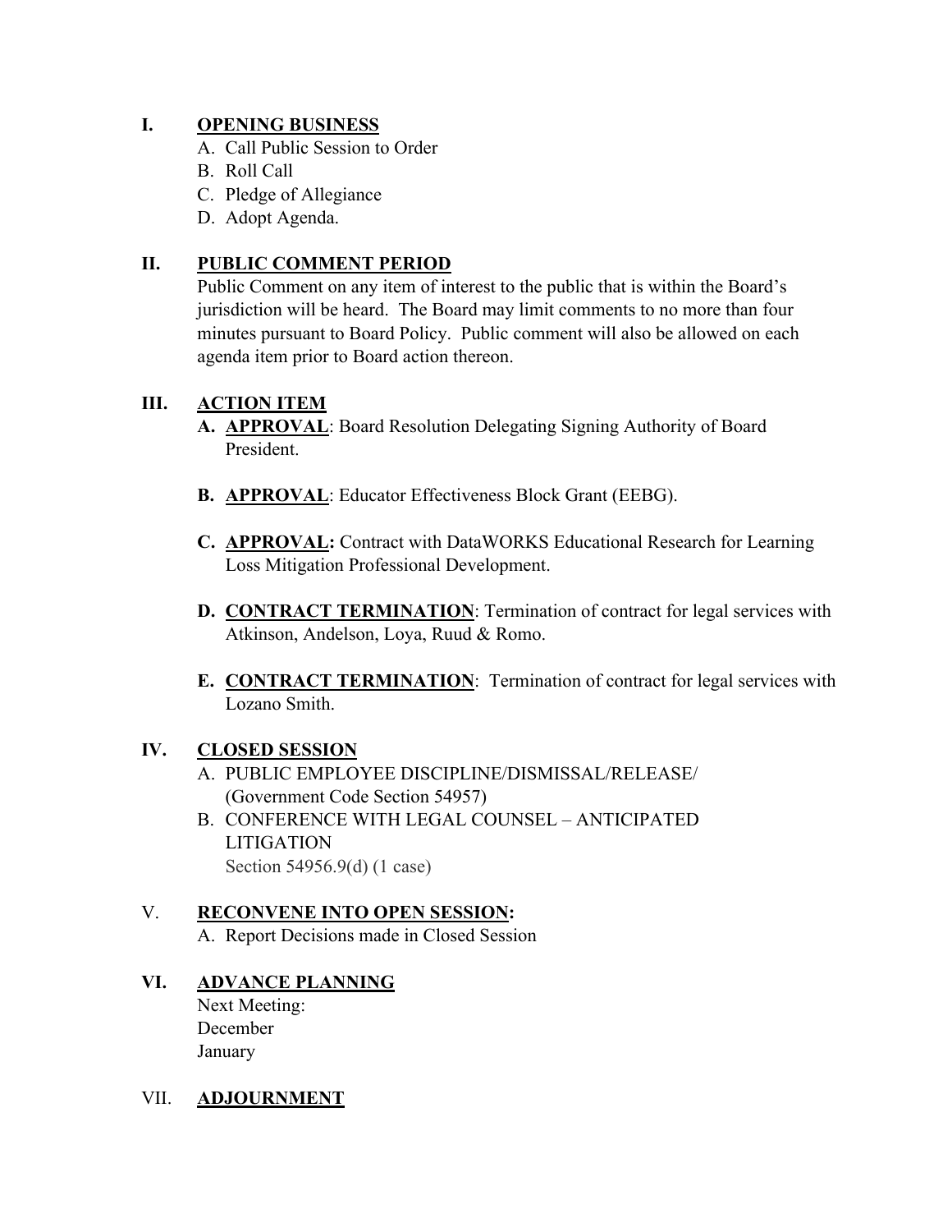## I. <u>OPENING BUSINESS</u>

A. Call Public Session to Order
B. Roll Call
C. Pledge of Allegiance
D. Adopt Agenda.

## II. <u>PUBLIC COMMENT PERIOD</u>

Public Comment on any item of interest to the public that is within the Board's jurisdiction will be heard. The Board may limit comments to no more than four minutes pursuant to Board Policy. Public comment will also be allowed on each agenda item prior to Board action thereon.

## III. <u>ACTION ITEM</u>

**A. <u>APPROVAL</u>**: Board Resolution Delegating Signing Authority of Board President.

**B. <u>APPROVAL</u>**: Educator Effectiveness Block Grant (EEBG).

**C. <u>APPROVAL</u>:** Contract with DataWORKS Educational Research for Learning Loss Mitigation Professional Development.

**D. <u>CONTRACT TERMINATION</u>**: Termination of contract for legal services with Atkinson, Andelson, Loya, Ruud & Romo.

**E. <u>CONTRACT TERMINATION</u>**: Termination of contract for legal services with Lozano Smith.

## IV. <u>CLOSED SESSION</u>

A. PUBLIC EMPLOYEE DISCIPLINE/DISMISSAL/RELEASE/ (Government Code Section 54957)
B. CONFERENCE WITH LEGAL COUNSEL – ANTICIPATED LITIGATION
Section 54956.9(d) (1 case)

## V. <u>RECONVENE INTO OPEN SESSION:</u>

A. Report Decisions made in Closed Session

## VI. <u>ADVANCE PLANNING</u>

Next Meeting:
December
January

## VII. <u>ADJOURNMENT</u>